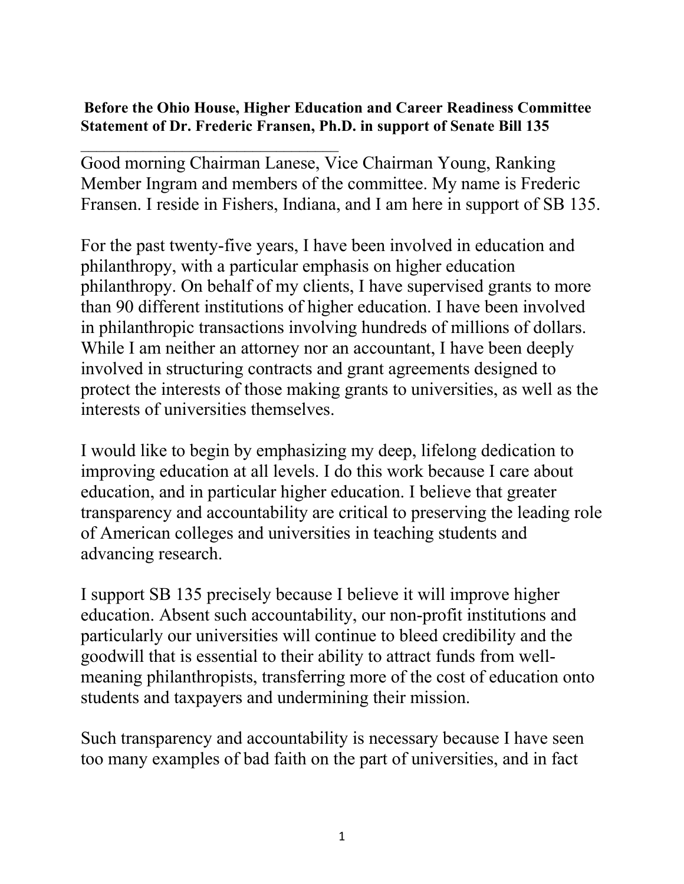**Before the Ohio House, Higher Education and Career Readiness Committee**
**Statement of Dr. Frederic Fransen, Ph.D. in support of Senate Bill 135**

---

Good morning Chairman Lanese, Vice Chairman Young, Ranking Member Ingram and members of the committee. My name is Frederic Fransen. I reside in Fishers, Indiana, and I am here in support of SB 135.

For the past twenty-five years, I have been involved in education and philanthropy, with a particular emphasis on higher education philanthropy. On behalf of my clients, I have supervised grants to more than 90 different institutions of higher education. I have been involved in philanthropic transactions involving hundreds of millions of dollars. While I am neither an attorney nor an accountant, I have been deeply involved in structuring contracts and grant agreements designed to protect the interests of those making grants to universities, as well as the interests of universities themselves.

I would like to begin by emphasizing my deep, lifelong dedication to improving education at all levels. I do this work because I care about education, and in particular higher education. I believe that greater transparency and accountability are critical to preserving the leading role of American colleges and universities in teaching students and advancing research.

I support SB 135 precisely because I believe it will improve higher education. Absent such accountability, our non-profit institutions and particularly our universities will continue to bleed credibility and the goodwill that is essential to their ability to attract funds from well-meaning philanthropists, transferring more of the cost of education onto students and taxpayers and undermining their mission.

Such transparency and accountability is necessary because I have seen too many examples of bad faith on the part of universities, and in fact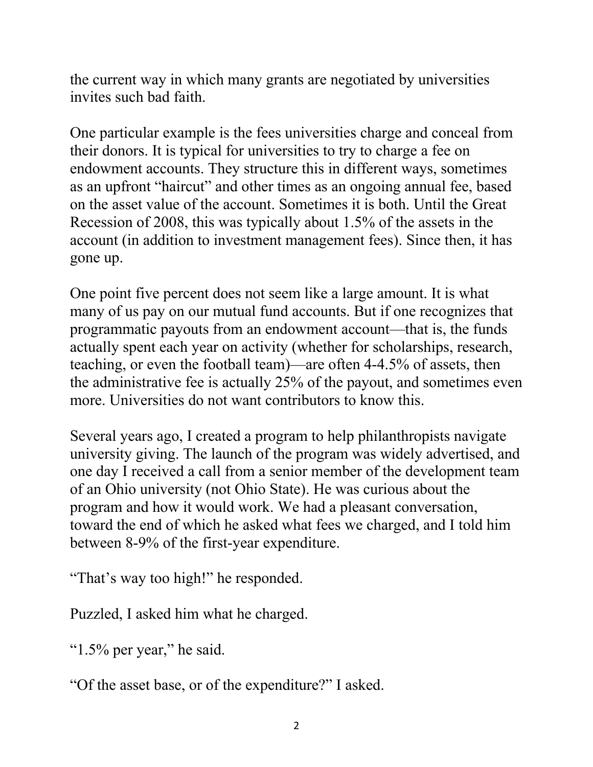the current way in which many grants are negotiated by universities invites such bad faith.

One particular example is the fees universities charge and conceal from their donors. It is typical for universities to try to charge a fee on endowment accounts. They structure this in different ways, sometimes as an upfront "haircut" and other times as an ongoing annual fee, based on the asset value of the account. Sometimes it is both. Until the Great Recession of 2008, this was typically about 1.5% of the assets in the account (in addition to investment management fees). Since then, it has gone up.

One point five percent does not seem like a large amount. It is what many of us pay on our mutual fund accounts. But if one recognizes that programmatic payouts from an endowment account—that is, the funds actually spent each year on activity (whether for scholarships, research, teaching, or even the football team)—are often 4-4.5% of assets, then the administrative fee is actually 25% of the payout, and sometimes even more. Universities do not want contributors to know this.

Several years ago, I created a program to help philanthropists navigate university giving. The launch of the program was widely advertised, and one day I received a call from a senior member of the development team of an Ohio university (not Ohio State). He was curious about the program and how it would work. We had a pleasant conversation, toward the end of which he asked what fees we charged, and I told him between 8-9% of the first-year expenditure.

"That's way too high!" he responded.

Puzzled, I asked him what he charged.

"1.5% per year," he said.

"Of the asset base, or of the expenditure?" I asked.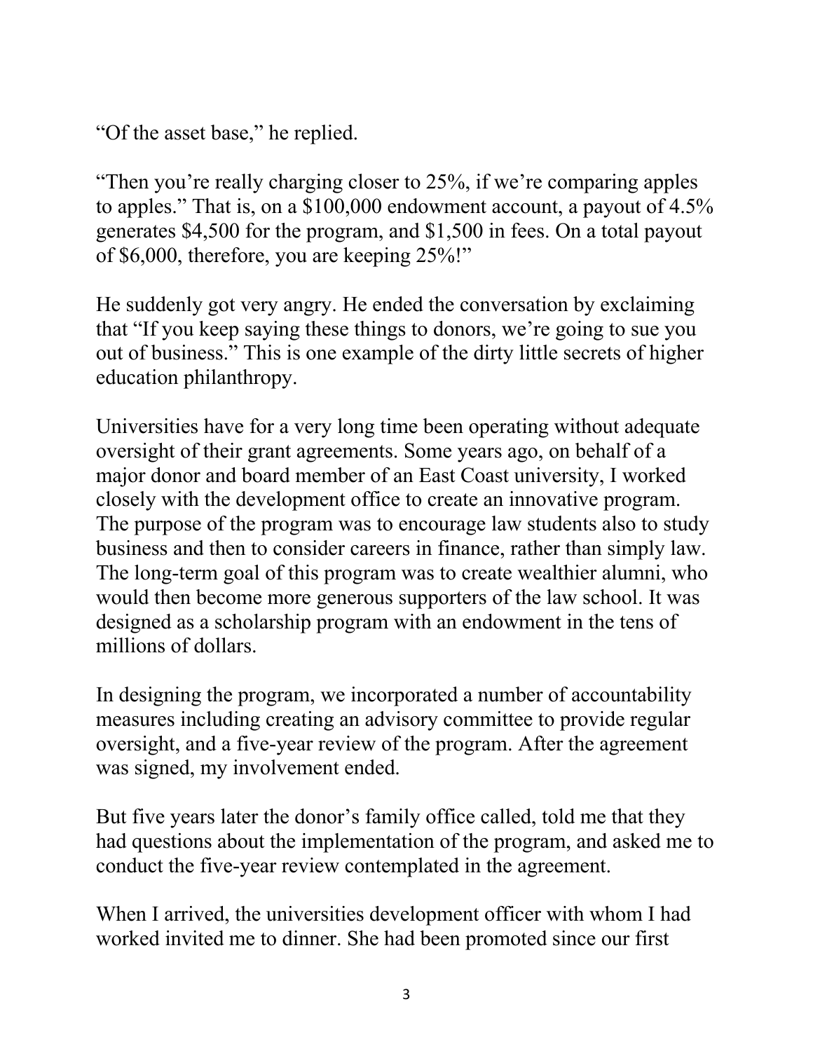"Of the asset base," he replied.

"Then you're really charging closer to 25%, if we're comparing apples to apples." That is, on a $100,000 endowment account, a payout of 4.5% generates $4,500 for the program, and $1,500 in fees. On a total payout of $6,000, therefore, you are keeping 25%!"

He suddenly got very angry. He ended the conversation by exclaiming that "If you keep saying these things to donors, we're going to sue you out of business." This is one example of the dirty little secrets of higher education philanthropy.

Universities have for a very long time been operating without adequate oversight of their grant agreements. Some years ago, on behalf of a major donor and board member of an East Coast university, I worked closely with the development office to create an innovative program. The purpose of the program was to encourage law students also to study business and then to consider careers in finance, rather than simply law. The long-term goal of this program was to create wealthier alumni, who would then become more generous supporters of the law school. It was designed as a scholarship program with an endowment in the tens of millions of dollars.

In designing the program, we incorporated a number of accountability measures including creating an advisory committee to provide regular oversight, and a five-year review of the program. After the agreement was signed, my involvement ended.

But five years later the donor's family office called, told me that they had questions about the implementation of the program, and asked me to conduct the five-year review contemplated in the agreement.

When I arrived, the universities development officer with whom I had worked invited me to dinner. She had been promoted since our first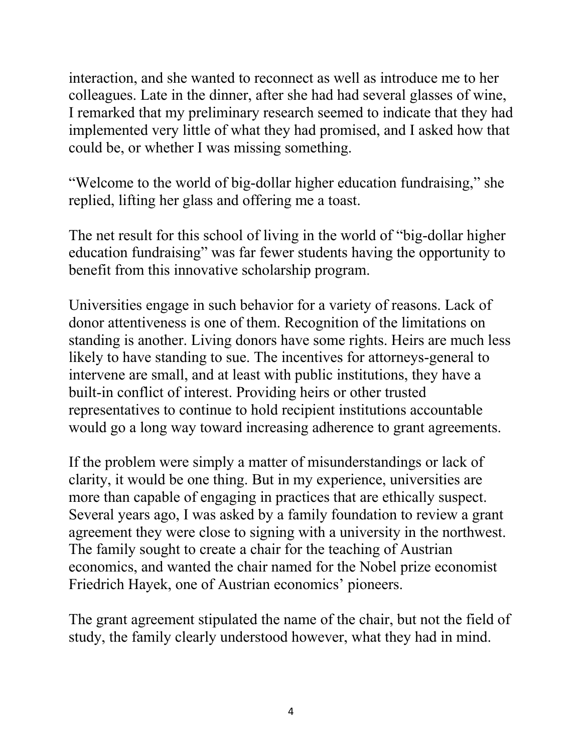interaction, and she wanted to reconnect as well as introduce me to her colleagues. Late in the dinner, after she had had several glasses of wine, I remarked that my preliminary research seemed to indicate that they had implemented very little of what they had promised, and I asked how that could be, or whether I was missing something.

"Welcome to the world of big-dollar higher education fundraising," she replied, lifting her glass and offering me a toast.

The net result for this school of living in the world of "big-dollar higher education fundraising" was far fewer students having the opportunity to benefit from this innovative scholarship program.

Universities engage in such behavior for a variety of reasons. Lack of donor attentiveness is one of them. Recognition of the limitations on standing is another. Living donors have some rights. Heirs are much less likely to have standing to sue. The incentives for attorneys-general to intervene are small, and at least with public institutions, they have a built-in conflict of interest. Providing heirs or other trusted representatives to continue to hold recipient institutions accountable would go a long way toward increasing adherence to grant agreements.

If the problem were simply a matter of misunderstandings or lack of clarity, it would be one thing. But in my experience, universities are more than capable of engaging in practices that are ethically suspect. Several years ago, I was asked by a family foundation to review a grant agreement they were close to signing with a university in the northwest. The family sought to create a chair for the teaching of Austrian economics, and wanted the chair named for the Nobel prize economist Friedrich Hayek, one of Austrian economics' pioneers.

The grant agreement stipulated the name of the chair, but not the field of study, the family clearly understood however, what they had in mind.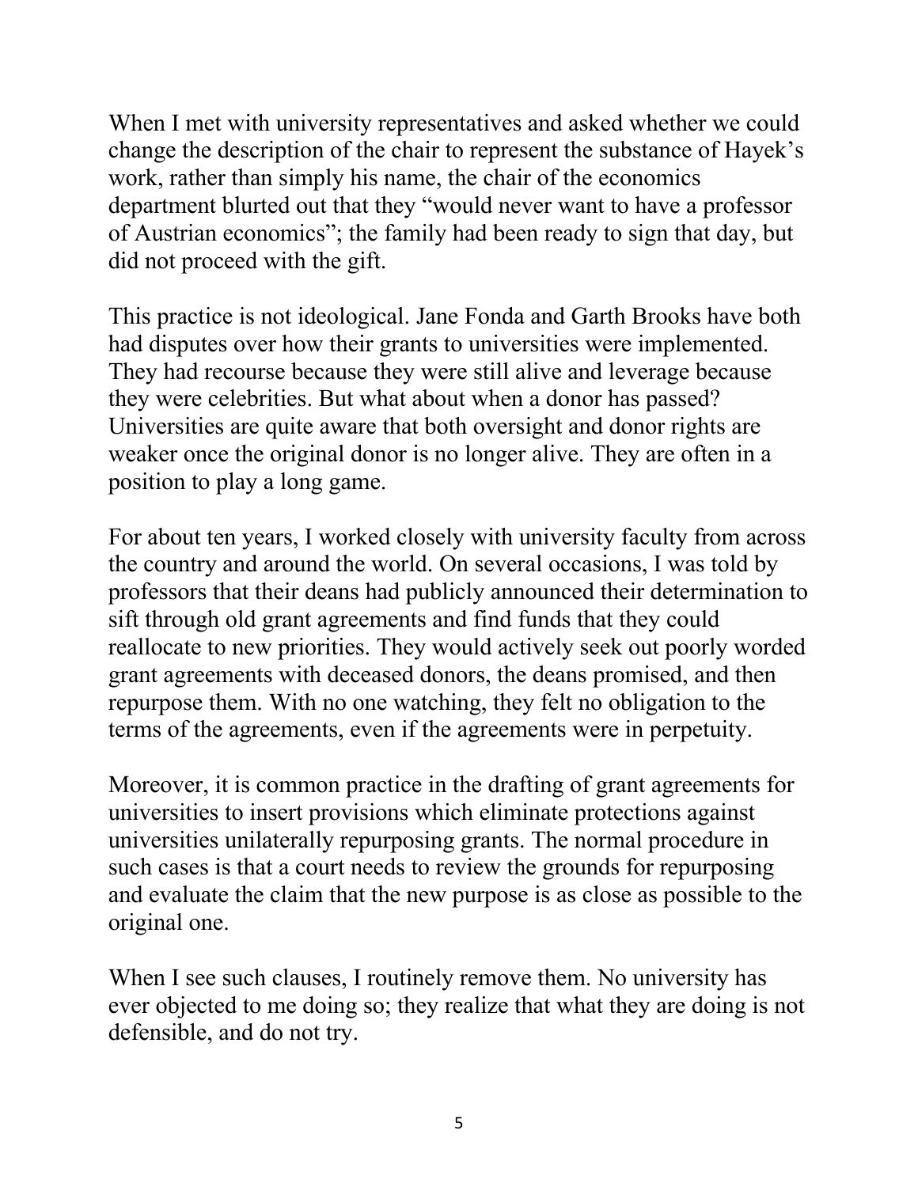When I met with university representatives and asked whether we could change the description of the chair to represent the substance of Hayek's work, rather than simply his name, the chair of the economics department blurted out that they "would never want to have a professor of Austrian economics"; the family had been ready to sign that day, but did not proceed with the gift.

This practice is not ideological. Jane Fonda and Garth Brooks have both had disputes over how their grants to universities were implemented. They had recourse because they were still alive and leverage because they were celebrities. But what about when a donor has passed? Universities are quite aware that both oversight and donor rights are weaker once the original donor is no longer alive. They are often in a position to play a long game.

For about ten years, I worked closely with university faculty from across the country and around the world. On several occasions, I was told by professors that their deans had publicly announced their determination to sift through old grant agreements and find funds that they could reallocate to new priorities. They would actively seek out poorly worded grant agreements with deceased donors, the deans promised, and then repurpose them. With no one watching, they felt no obligation to the terms of the agreements, even if the agreements were in perpetuity.

Moreover, it is common practice in the drafting of grant agreements for universities to insert provisions which eliminate protections against universities unilaterally repurposing grants. The normal procedure in such cases is that a court needs to review the grounds for repurposing and evaluate the claim that the new purpose is as close as possible to the original one.

When I see such clauses, I routinely remove them. No university has ever objected to me doing so; they realize that what they are doing is not defensible, and do not try.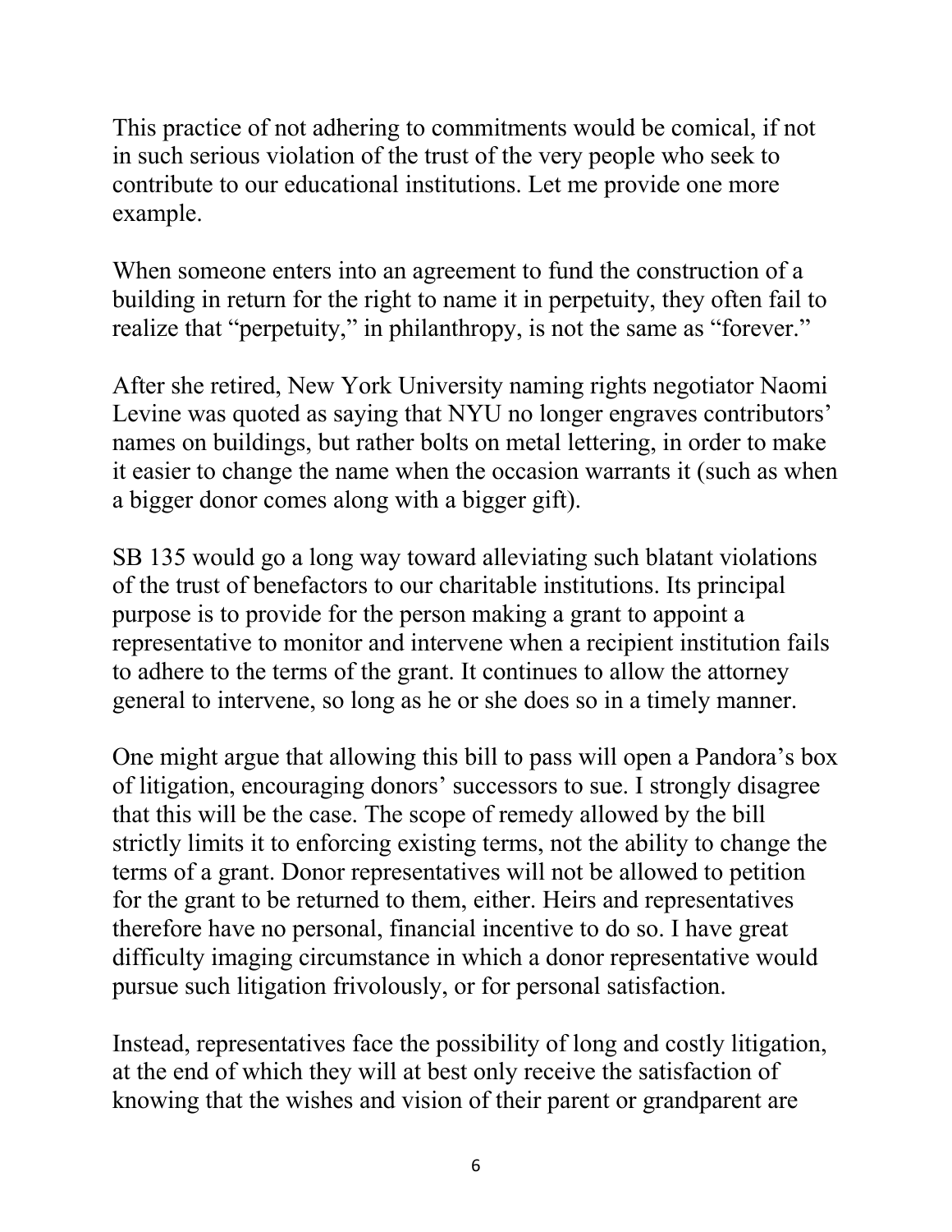This practice of not adhering to commitments would be comical, if not in such serious violation of the trust of the very people who seek to contribute to our educational institutions. Let me provide one more example.

When someone enters into an agreement to fund the construction of a building in return for the right to name it in perpetuity, they often fail to realize that "perpetuity," in philanthropy, is not the same as "forever."

After she retired, New York University naming rights negotiator Naomi Levine was quoted as saying that NYU no longer engraves contributors' names on buildings, but rather bolts on metal lettering, in order to make it easier to change the name when the occasion warrants it (such as when a bigger donor comes along with a bigger gift).

SB 135 would go a long way toward alleviating such blatant violations of the trust of benefactors to our charitable institutions. Its principal purpose is to provide for the person making a grant to appoint a representative to monitor and intervene when a recipient institution fails to adhere to the terms of the grant. It continues to allow the attorney general to intervene, so long as he or she does so in a timely manner.

One might argue that allowing this bill to pass will open a Pandora's box of litigation, encouraging donors' successors to sue. I strongly disagree that this will be the case. The scope of remedy allowed by the bill strictly limits it to enforcing existing terms, not the ability to change the terms of a grant. Donor representatives will not be allowed to petition for the grant to be returned to them, either. Heirs and representatives therefore have no personal, financial incentive to do so. I have great difficulty imaging circumstance in which a donor representative would pursue such litigation frivolously, or for personal satisfaction.

Instead, representatives face the possibility of long and costly litigation, at the end of which they will at best only receive the satisfaction of knowing that the wishes and vision of their parent or grandparent are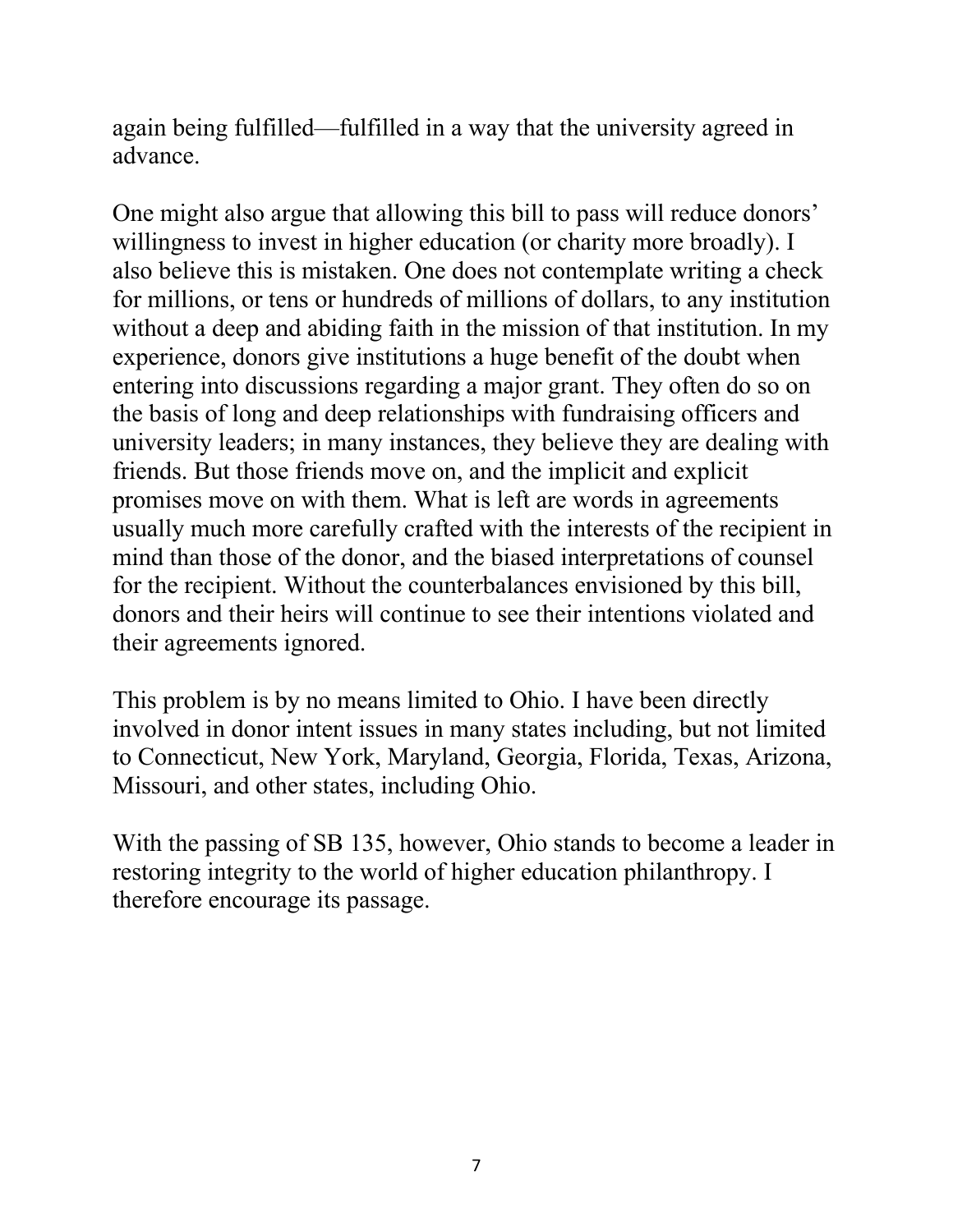again being fulfilled—fulfilled in a way that the university agreed in advance.

One might also argue that allowing this bill to pass will reduce donors' willingness to invest in higher education (or charity more broadly). I also believe this is mistaken. One does not contemplate writing a check for millions, or tens or hundreds of millions of dollars, to any institution without a deep and abiding faith in the mission of that institution. In my experience, donors give institutions a huge benefit of the doubt when entering into discussions regarding a major grant. They often do so on the basis of long and deep relationships with fundraising officers and university leaders; in many instances, they believe they are dealing with friends. But those friends move on, and the implicit and explicit promises move on with them. What is left are words in agreements usually much more carefully crafted with the interests of the recipient in mind than those of the donor, and the biased interpretations of counsel for the recipient. Without the counterbalances envisioned by this bill, donors and their heirs will continue to see their intentions violated and their agreements ignored.

This problem is by no means limited to Ohio. I have been directly involved in donor intent issues in many states including, but not limited to Connecticut, New York, Maryland, Georgia, Florida, Texas, Arizona, Missouri, and other states, including Ohio.

With the passing of SB 135, however, Ohio stands to become a leader in restoring integrity to the world of higher education philanthropy. I therefore encourage its passage.